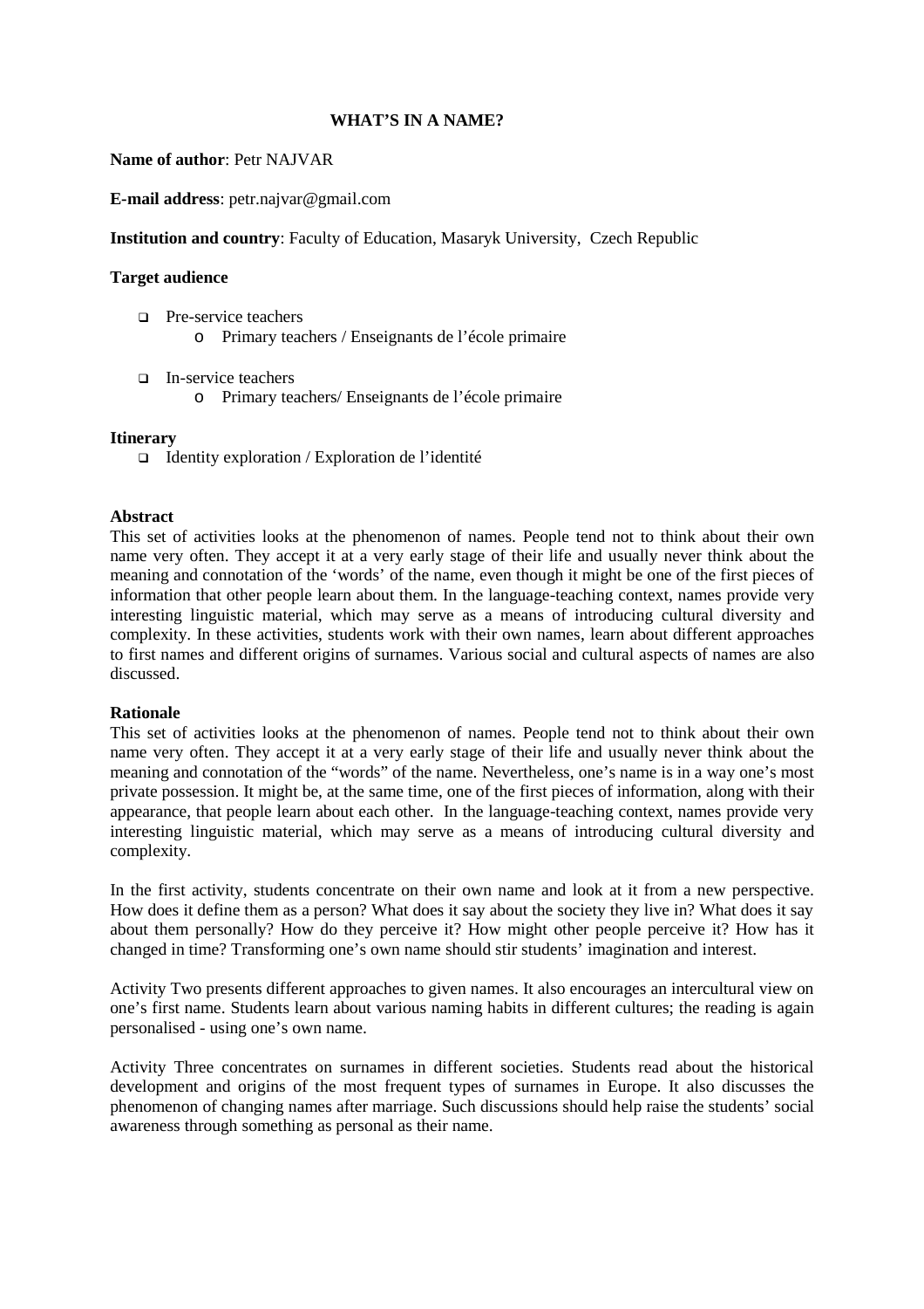# WHAT'S IN A NAME?

**Name of author**: Petr NAJVAR

**E-mail address**: petr.najvar@gmail.com

**Institution and country**: Faculty of Education, Masaryk University, Czech Republic

**Target audience**

- Pre-service teachers
  - Primary teachers / Enseignants de l'école primaire
- In-service teachers
  - Primary teachers/ Enseignants de l'école primaire

**Itinerary**

- Identity exploration / Exploration de l'identité

**Abstract**

This set of activities looks at the phenomenon of names. People tend not to think about their own name very often. They accept it at a very early stage of their life and usually never think about the meaning and connotation of the 'words' of the name, even though it might be one of the first pieces of information that other people learn about them. In the language-teaching context, names provide very interesting linguistic material, which may serve as a means of introducing cultural diversity and complexity. In these activities, students work with their own names, learn about different approaches to first names and different origins of surnames. Various social and cultural aspects of names are also discussed.

**Rationale**

This set of activities looks at the phenomenon of names. People tend not to think about their own name very often. They accept it at a very early stage of their life and usually never think about the meaning and connotation of the "words" of the name. Nevertheless, one's name is in a way one's most private possession. It might be, at the same time, one of the first pieces of information, along with their appearance, that people learn about each other. In the language-teaching context, names provide very interesting linguistic material, which may serve as a means of introducing cultural diversity and complexity.

In the first activity, students concentrate on their own name and look at it from a new perspective. How does it define them as a person? What does it say about the society they live in? What does it say about them personally? How do they perceive it? How might other people perceive it? How has it changed in time? Transforming one's own name should stir students' imagination and interest.

Activity Two presents different approaches to given names. It also encourages an intercultural view on one's first name. Students learn about various naming habits in different cultures; the reading is again personalised - using one's own name.

Activity Three concentrates on surnames in different societies. Students read about the historical development and origins of the most frequent types of surnames in Europe. It also discusses the phenomenon of changing names after marriage. Such discussions should help raise the students' social awareness through something as personal as their name.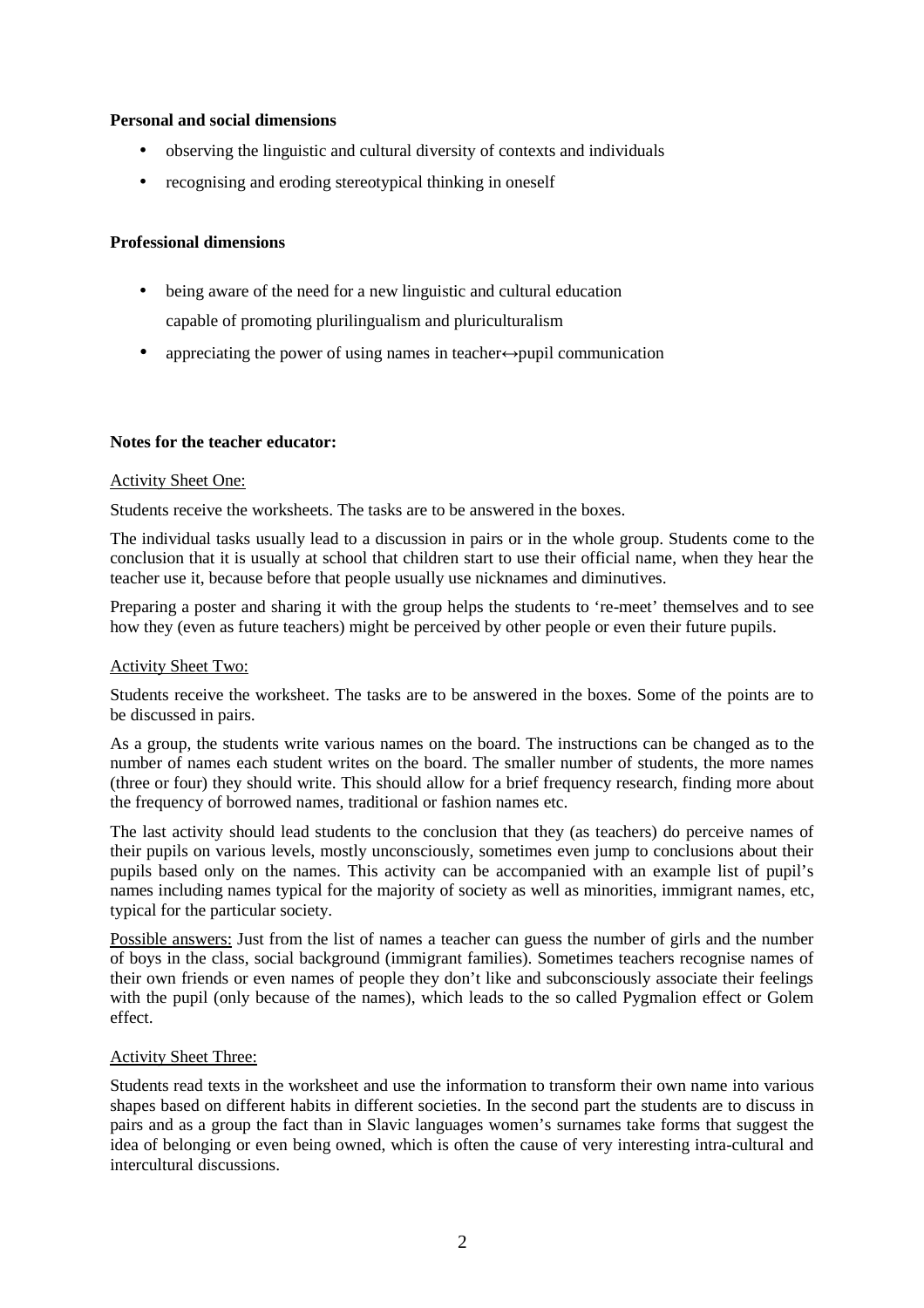**Personal and social dimensions**

- observing the linguistic and cultural diversity of contexts and individuals
- recognising and eroding stereotypical thinking in oneself

**Professional dimensions**

- being aware of the need for a new linguistic and cultural education capable of promoting plurilingualism and pluriculturalism
- appreciating the power of using names in teacher↔pupil communication

**Notes for the teacher educator:**

Activity Sheet One:

Students receive the worksheets. The tasks are to be answered in the boxes.

The individual tasks usually lead to a discussion in pairs or in the whole group. Students come to the conclusion that it is usually at school that children start to use their official name, when they hear the teacher use it, because before that people usually use nicknames and diminutives.

Preparing a poster and sharing it with the group helps the students to 're-meet' themselves and to see how they (even as future teachers) might be perceived by other people or even their future pupils.

Activity Sheet Two:

Students receive the worksheet. The tasks are to be answered in the boxes. Some of the points are to be discussed in pairs.

As a group, the students write various names on the board. The instructions can be changed as to the number of names each student writes on the board. The smaller number of students, the more names (three or four) they should write. This should allow for a brief frequency research, finding more about the frequency of borrowed names, traditional or fashion names etc.

The last activity should lead students to the conclusion that they (as teachers) do perceive names of their pupils on various levels, mostly unconsciously, sometimes even jump to conclusions about their pupils based only on the names. This activity can be accompanied with an example list of pupil's names including names typical for the majority of society as well as minorities, immigrant names, etc, typical for the particular society.

Possible answers: Just from the list of names a teacher can guess the number of girls and the number of boys in the class, social background (immigrant families). Sometimes teachers recognise names of their own friends or even names of people they don't like and subconsciously associate their feelings with the pupil (only because of the names), which leads to the so called Pygmalion effect or Golem effect.

Activity Sheet Three:

Students read texts in the worksheet and use the information to transform their own name into various shapes based on different habits in different societies. In the second part the students are to discuss in pairs and as a group the fact than in Slavic languages women's surnames take forms that suggest the idea of belonging or even being owned, which is often the cause of very interesting intra-cultural and intercultural discussions.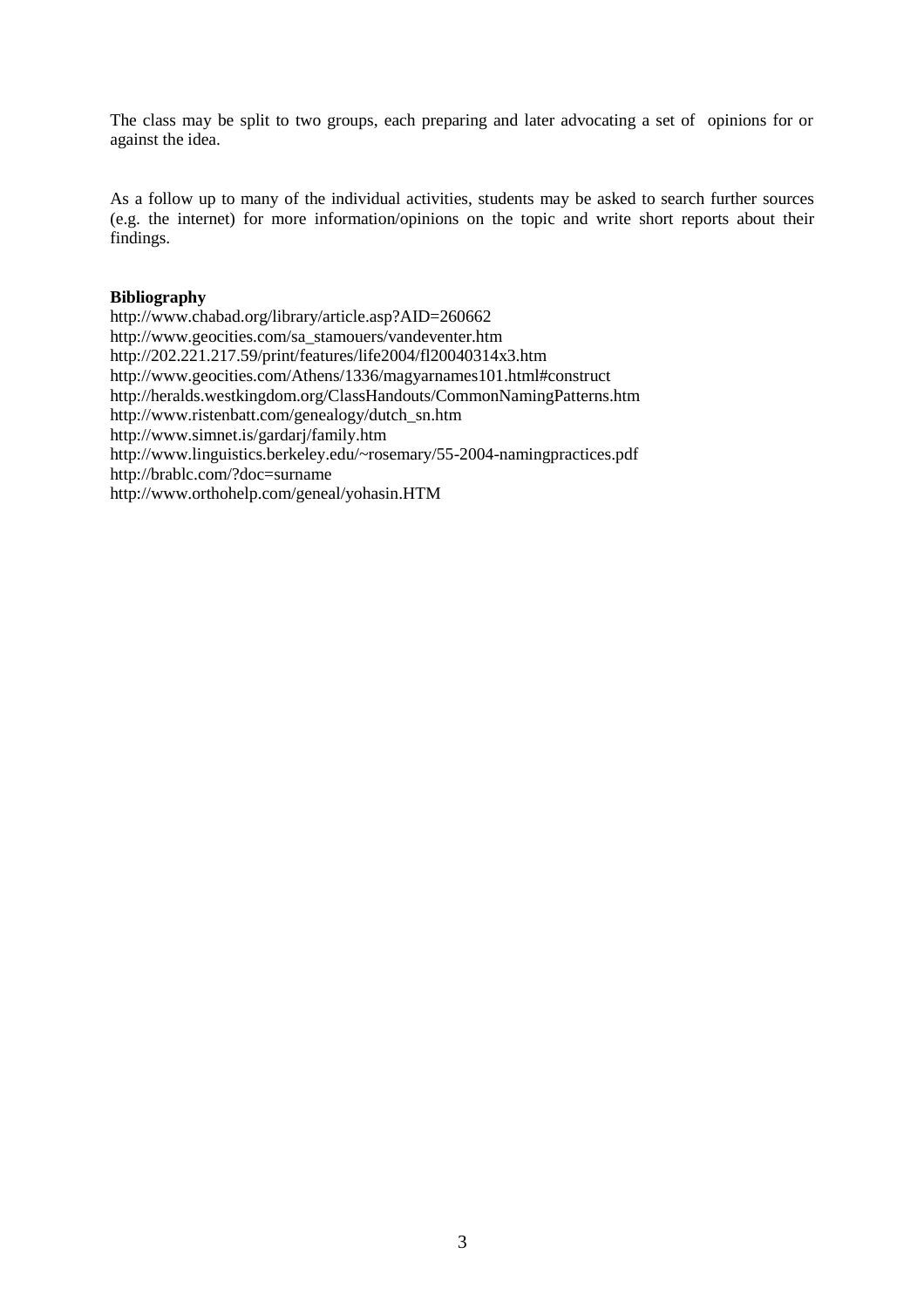The class may be split to two groups, each preparing and later advocating a set of opinions for or against the idea.

As a follow up to many of the individual activities, students may be asked to search further sources (e.g. the internet) for more information/opinions on the topic and write short reports about their findings.

**Bibliography**

http://www.chabad.org/library/article.asp?AID=260662
http://www.geocities.com/sa_stamouers/vandeventer.htm
http://202.221.217.59/print/features/life2004/fl20040314x3.htm
http://www.geocities.com/Athens/1336/magyarnames101.html#construct
http://heralds.westkingdom.org/ClassHandouts/CommonNamingPatterns.htm
http://www.ristenbatt.com/genealogy/dutch_sn.htm
http://www.simnet.is/gardarj/family.htm
http://www.linguistics.berkeley.edu/~rosemary/55-2004-namingpractices.pdf
http://brablc.com/?doc=surname
http://www.orthohelp.com/geneal/yohasin.HTM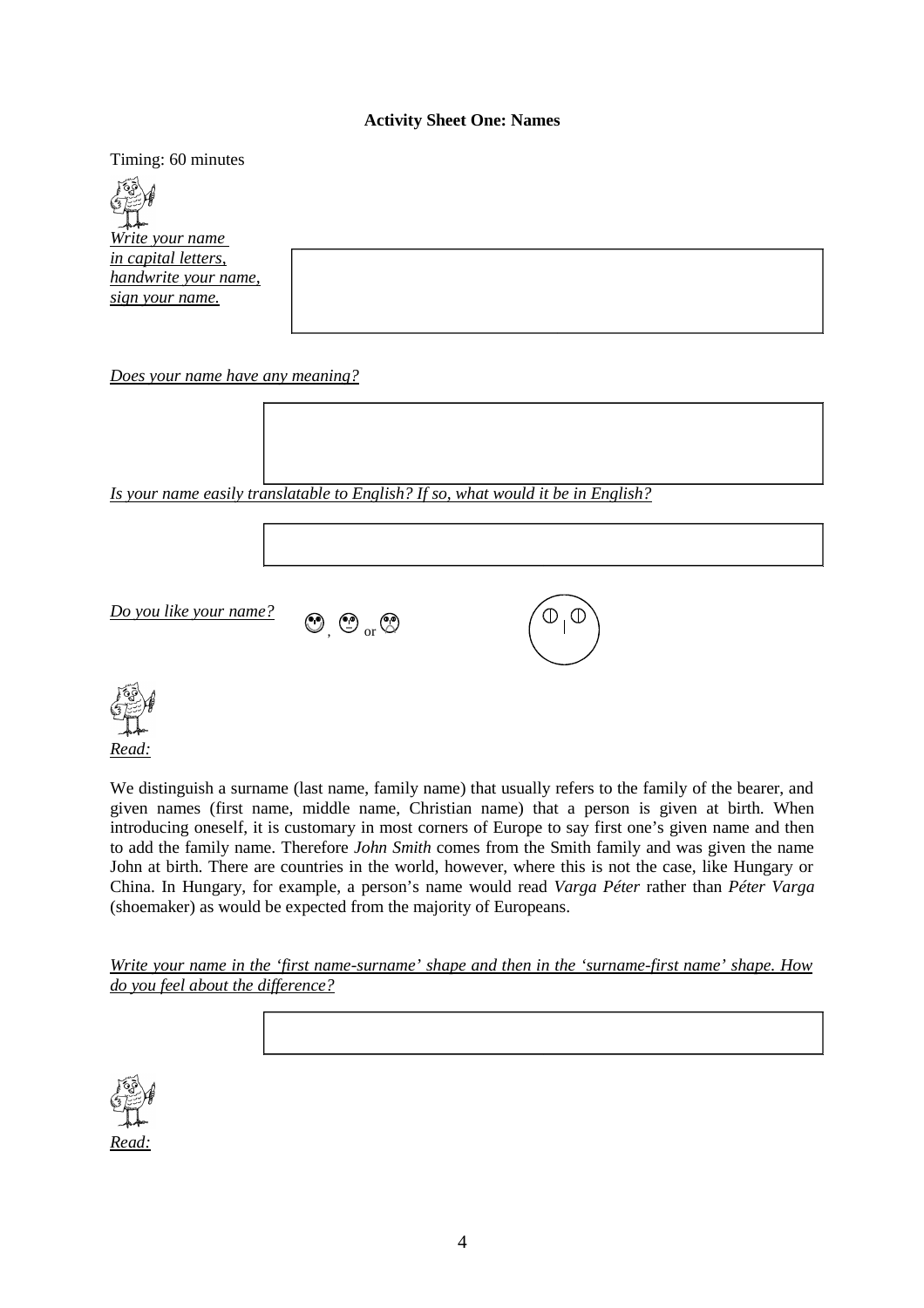**Activity Sheet One: Names**

Timing: 60 minutes

*Write your name in capital letters, handwrite your name, sign your name.*

*Does your name have any meaning?*

*Is your name easily translatable to English? If so, what would it be in English?*

*Do you like your name?*

*Read:*

We distinguish a surname (last name, family name) that usually refers to the family of the bearer, and given names (first name, middle name, Christian name) that a person is given at birth. When introducing oneself, it is customary in most corners of Europe to say first one's given name and then to add the family name. Therefore *John Smith* comes from the Smith family and was given the name John at birth. There are countries in the world, however, where this is not the case, like Hungary or China. In Hungary, for example, a person's name would read *Varga Péter* rather than *Péter Varga* (shoemaker) as would be expected from the majority of Europeans.

*Write your name in the 'first name-surname' shape and then in the 'surname-first name' shape. How do you feel about the difference?*

*Read:*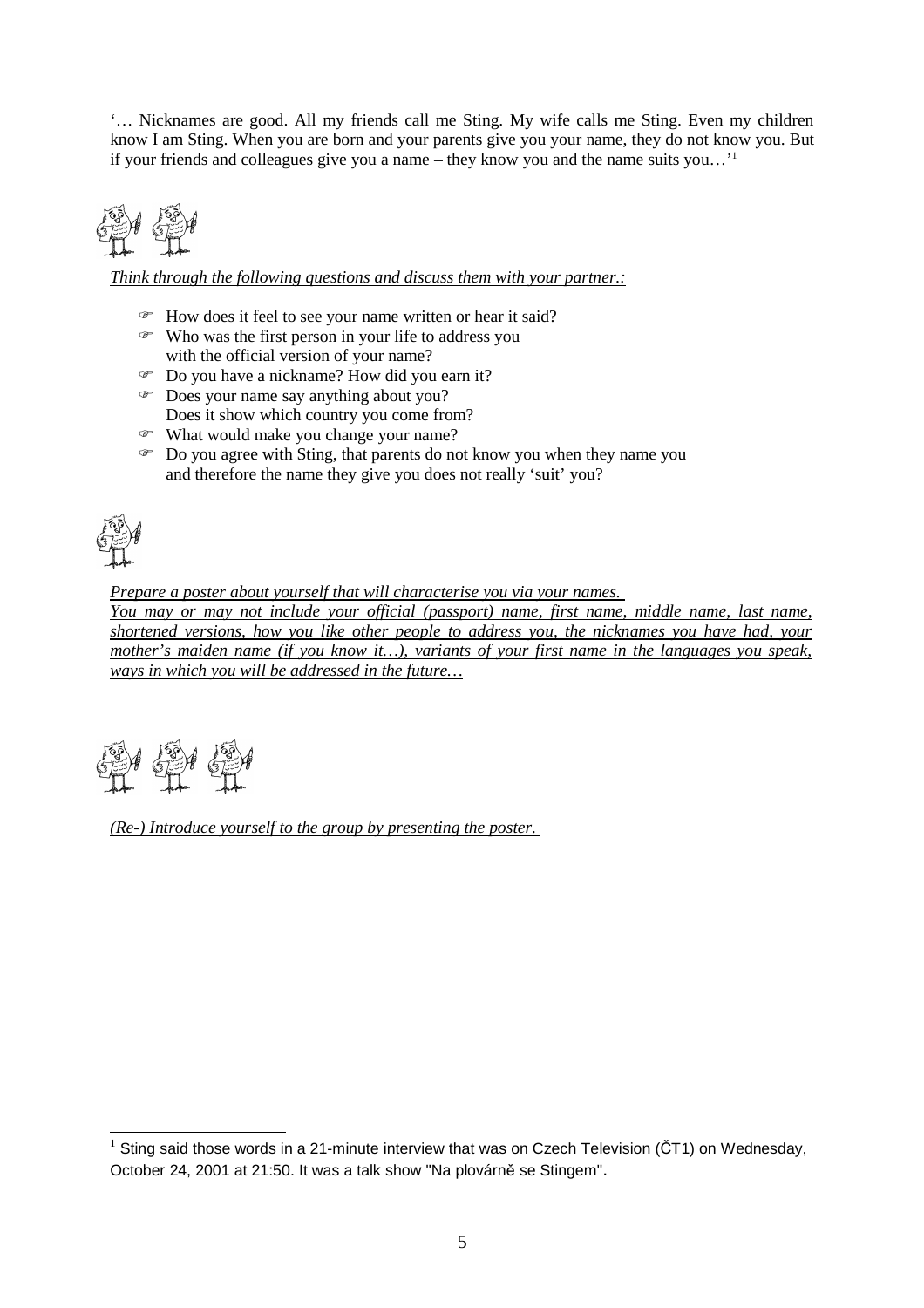'… Nicknames are good. All my friends call me Sting. My wife calls me Sting. Even my children know I am Sting. When you are born and your parents give you your name, they do not know you. But if your friends and colleagues give you a name – they know you and the name suits you…'[1]

*Think through the following questions and discuss them with your partner.:*

- How does it feel to see your name written or hear it said?
- Who was the first person in your life to address you with the official version of your name?
- Do you have a nickname? How did you earn it?
- Does your name say anything about you? Does it show which country you come from?
- What would make you change your name?
- Do you agree with Sting, that parents do not know you when they name you and therefore the name they give you does not really 'suit' you?

*Prepare a poster about yourself that will characterise you via your names.*
*You may or may not include your official (passport) name, first name, middle name, last name, shortened versions, how you like other people to address you, the nicknames you have had, your mother's maiden name (if you know it…), variants of your first name in the languages you speak, ways in which you will be addressed in the future…*

*(Re-) Introduce yourself to the group by presenting the poster.*

---

[1] Sting said those words in a 21-minute interview that was on Czech Television (ČT1) on Wednesday, October 24, 2001 at 21:50. It was a talk show "Na plovárně se Stingem".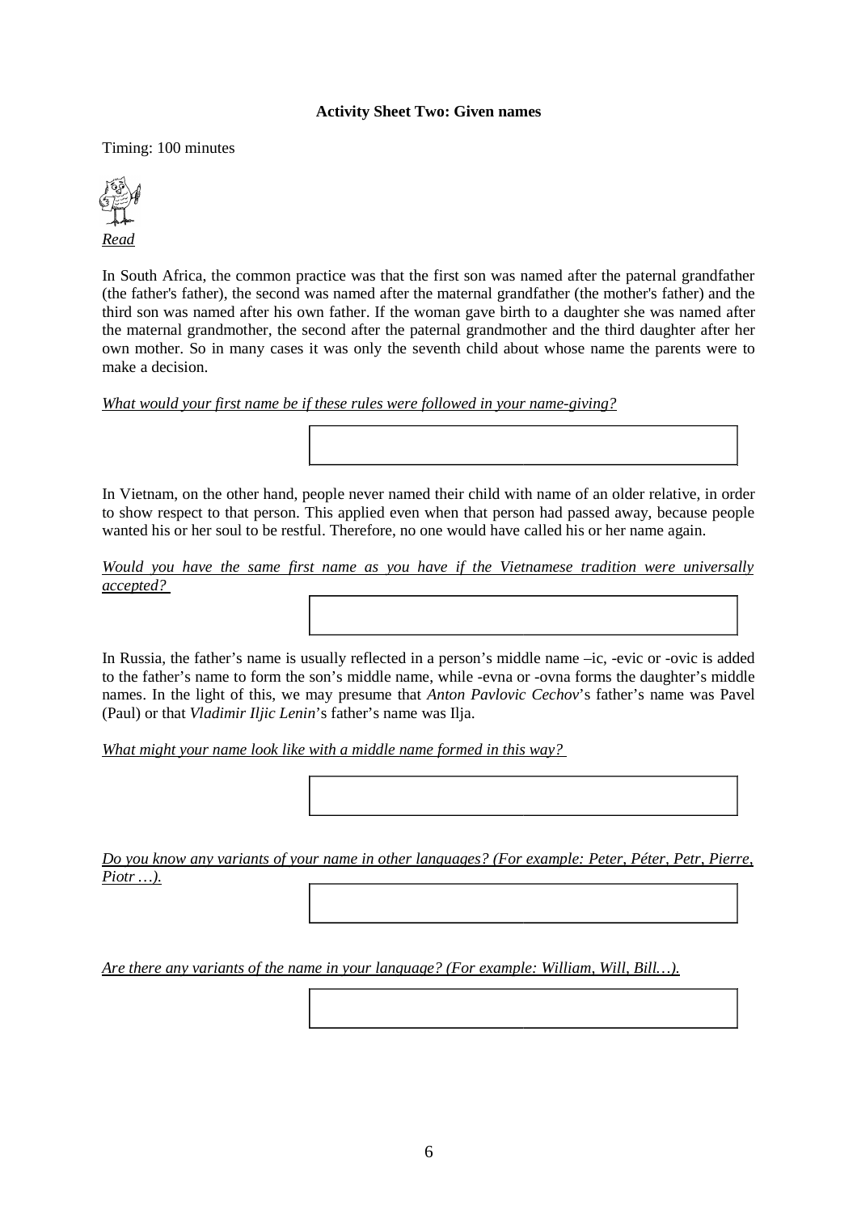**Activity Sheet Two: Given names**

Timing: 100 minutes

*Read*

In South Africa, the common practice was that the first son was named after the paternal grandfather (the father's father), the second was named after the maternal grandfather (the mother's father) and the third son was named after his own father. If the woman gave birth to a daughter she was named after the maternal grandmother, the second after the paternal grandmother and the third daughter after her own mother. So in many cases it was only the seventh child about whose name the parents were to make a decision.

*What would your first name be if these rules were followed in your name-giving?*

In Vietnam, on the other hand, people never named their child with name of an older relative, in order to show respect to that person. This applied even when that person had passed away, because people wanted his or her soul to be restful. Therefore, no one would have called his or her name again.

*Would you have the same first name as you have if the Vietnamese tradition were universally accepted?*

In Russia, the father's name is usually reflected in a person's middle name –ic, -evic or -ovic is added to the father's name to form the son's middle name, while -evna or -ovna forms the daughter's middle names. In the light of this, we may presume that *Anton Pavlovic Cechov*'s father's name was Pavel (Paul) or that *Vladimir Iljic Lenin*'s father's name was Ilja.

*What might your name look like with a middle name formed in this way?*

*Do you know any variants of your name in other languages? (For example: Peter, Péter, Petr, Pierre, Piotr …).*

*Are there any variants of the name in your language? (For example: William, Will, Bill…).*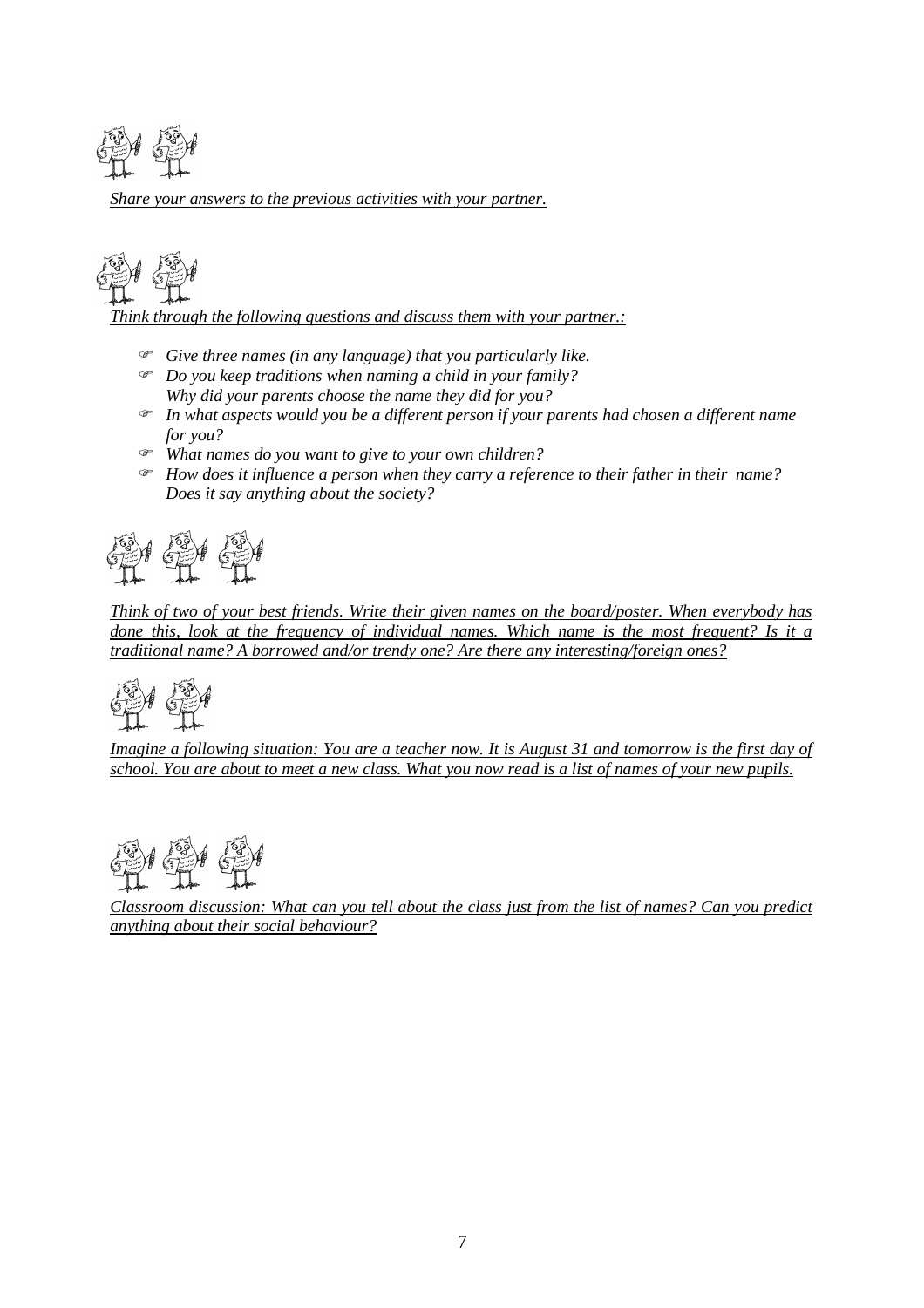*Share your answers to the previous activities with your partner.*

*Think through the following questions and discuss them with your partner.:*

- *Give three names (in any language) that you particularly like.*
- *Do you keep traditions when naming a child in your family? Why did your parents choose the name they did for you?*
- *In what aspects would you be a different person if your parents had chosen a different name for you?*
- *What names do you want to give to your own children?*
- *How does it influence a person when they carry a reference to their father in their name? Does it say anything about the society?*

*Think of two of your best friends. Write their given names on the board/poster. When everybody has done this, look at the frequency of individual names. Which name is the most frequent? Is it a traditional name? A borrowed and/or trendy one? Are there any interesting/foreign ones?*

*Imagine a following situation: You are a teacher now. It is August 31 and tomorrow is the first day of school. You are about to meet a new class. What you now read is a list of names of your new pupils.*

*Classroom discussion: What can you tell about the class just from the list of names? Can you predict anything about their social behaviour?*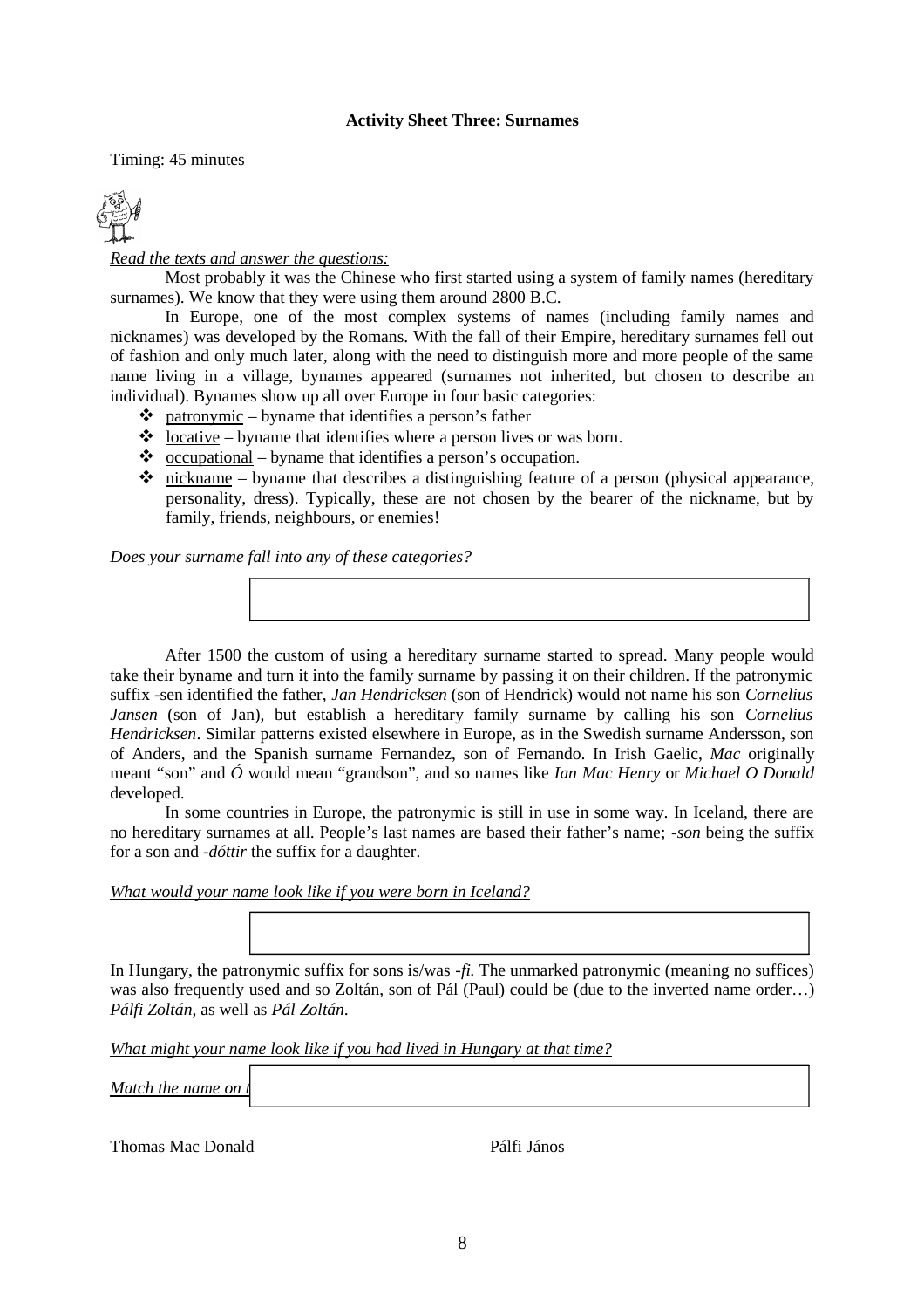**Activity Sheet Three: Surnames**

Timing: 45 minutes

*Read the texts and answer the questions:*

Most probably it was the Chinese who first started using a system of family names (hereditary surnames). We know that they were using them around 2800 B.C.

In Europe, one of the most complex systems of names (including family names and nicknames) was developed by the Romans. With the fall of their Empire, hereditary surnames fell out of fashion and only much later, along with the need to distinguish more and more people of the same name living in a village, bynames appeared (surnames not inherited, but chosen to describe an individual). Bynames show up all over Europe in four basic categories:

- patronymic – byname that identifies a person's father
- locative – byname that identifies where a person lives or was born.
- occupational – byname that identifies a person's occupation.
- nickname – byname that describes a distinguishing feature of a person (physical appearance, personality, dress). Typically, these are not chosen by the bearer of the nickname, but by family, friends, neighbours, or enemies!

*Does your surname fall into any of these categories?*

After 1500 the custom of using a hereditary surname started to spread. Many people would take their byname and turn it into the family surname by passing it on their children. If the patronymic suffix -sen identified the father, *Jan Hendricksen* (son of Hendrick) would not name his son *Cornelius Jansen* (son of Jan), but establish a hereditary family surname by calling his son *Cornelius Hendricksen*. Similar patterns existed elsewhere in Europe, as in the Swedish surname Andersson, son of Anders, and the Spanish surname Fernandez, son of Fernando. In Irish Gaelic, *Mac* originally meant "son" and *Ó* would mean "grandson", and so names like *Ian Mac Henry* or *Michael O Donald* developed.

In some countries in Europe, the patronymic is still in use in some way. In Iceland, there are no hereditary surnames at all. People's last names are based their father's name; *-son* being the suffix for a son and *-dóttir* the suffix for a daughter.

*What would your name look like if you were born in Iceland?*

In Hungary, the patronymic suffix for sons is/was *-fi.* The unmarked patronymic (meaning no suffices) was also frequently used and so Zoltán, son of Pál (Paul) could be (due to the inverted name order…) *Pálfi Zoltán*, as well as *Pál Zoltán*.

*What might your name look like if you had lived in Hungary at that time?*

*Match the name on t*

Thomas Mac Donald

Pálfi János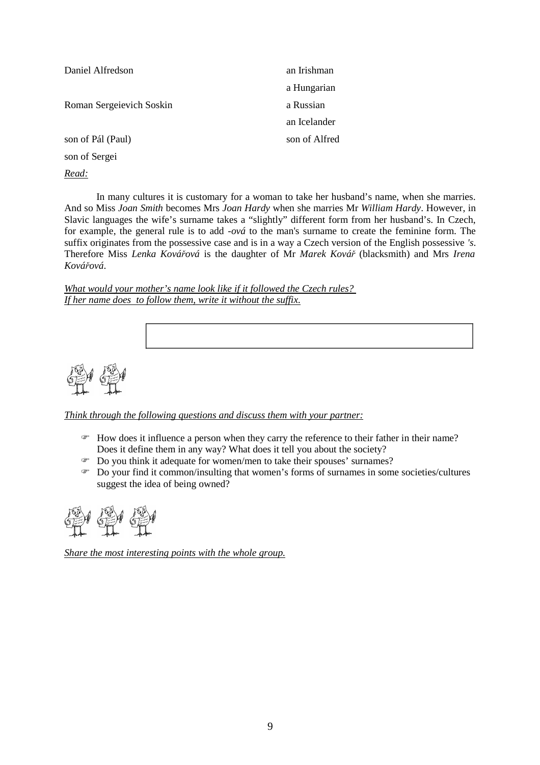| | |
|---|---|
| Daniel Alfredson | an Irishman |
| | a Hungarian |
| Roman Sergeievich Soskin | a Russian |
| | an Icelander |
| son of Pál (Paul) | son of Alfred |
| son of Sergei | |

*Read:*

In many cultures it is customary for a woman to take her husband's name, when she marries. And so Miss *Joan Smith* becomes Mrs *Joan Hardy* when she marries Mr *William Hardy*. However, in Slavic languages the wife's surname takes a "slightly" different form from her husband's. In Czech, for example, the general rule is to add *-ová* to the man's surname to create the feminine form. The suffix originates from the possessive case and is in a way a Czech version of the English possessive *'s*. Therefore Miss *Lenka Kovářová* is the daughter of Mr *Marek Kovář* (blacksmith) and Mrs *Irena Kovářová*.

*What would your mother's name look like if it followed the Czech rules?*
*If her name does to follow them, write it without the suffix.*

| |
|---|
| |

*Think through the following questions and discuss them with your partner:*

- How does it influence a person when they carry the reference to their father in their name? Does it define them in any way? What does it tell you about the society?
- Do you think it adequate for women/men to take their spouses' surnames?
- Do your find it common/insulting that women's forms of surnames in some societies/cultures suggest the idea of being owned?

*Share the most interesting points with the whole group.*